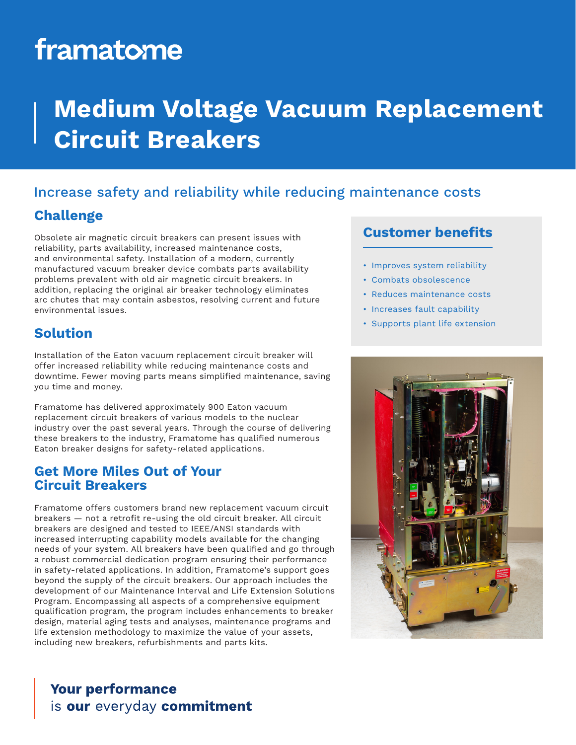framatome

# Medium Voltage Vacuum Replacement Circuit Breakers

## Increase safety and reliability while reducing maintenance costs

### Challenge

Obsolete air magnetic circuit breakers can present issues with reliability, parts availability, increased maintenance costs, and environmental safety. Installation of a modern, currently manufactured vacuum breaker device combats parts availability problems prevalent with old air magnetic circuit breakers. In addition, replacing the original air breaker technology eliminates arc chutes that may contain asbestos, resolving current and future environmental issues.

### Solution

Installation of the Eaton vacuum replacement circuit breaker will offer increased reliability while reducing maintenance costs and downtime. Fewer moving parts means simplified maintenance, saving you time and money.

Framatome has delivered approximately 900 Eaton vacuum replacement circuit breakers of various models to the nuclear industry over the past several years. Through the course of delivering these breakers to the industry, Framatome has qualified numerous Eaton breaker designs for safety-related applications.

### Get More Miles Out of Your Circuit Breakers

Framatome offers customers brand new replacement vacuum circuit breakers — not a retrofit re-using the old circuit breaker. All circuit breakers are designed and tested to IEEE/ANSI standards with increased interrupting capability models available for the changing needs of your system. All breakers have been qualified and go through a robust commercial dedication program ensuring their performance in safety-related applications. In addition, Framatome's support goes beyond the supply of the circuit breakers. Our approach includes the development of our Maintenance Interval and Life Extension Solutions Program. Encompassing all aspects of a comprehensive equipment qualification program, the program includes enhancements to breaker design, material aging tests and analyses, maintenance programs and life extension methodology to maximize the value of your assets, including new breakers, refurbishments and parts kits.

### Customer benefits

- Improves system reliability
- Combats obsolescence
- Reduces maintenance costs
- Increases fault capability
- Supports plant life extension

**Your performance**
is **our** everyday **commitment**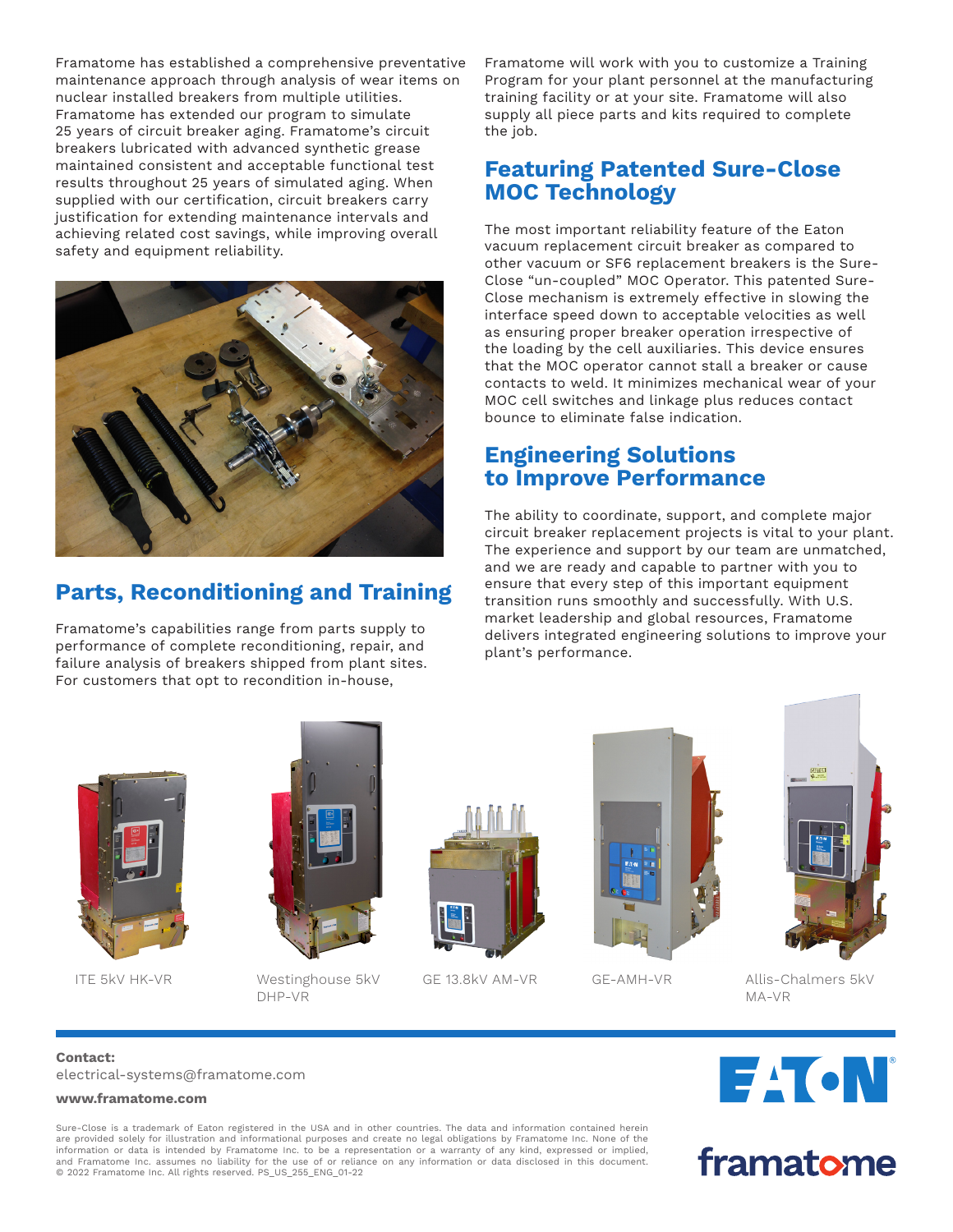Framatome has established a comprehensive preventative maintenance approach through analysis of wear items on nuclear installed breakers from multiple utilities. Framatome has extended our program to simulate 25 years of circuit breaker aging. Framatome's circuit breakers lubricated with advanced synthetic grease maintained consistent and acceptable functional test results throughout 25 years of simulated aging. When supplied with our certification, circuit breakers carry justification for extending maintenance intervals and achieving related cost savings, while improving overall safety and equipment reliability.

## Parts, Reconditioning and Training

Framatome's capabilities range from parts supply to performance of complete reconditioning, repair, and failure analysis of breakers shipped from plant sites. For customers that opt to recondition in-house, Framatome will work with you to customize a Training Program for your plant personnel at the manufacturing training facility or at your site. Framatome will also supply all piece parts and kits required to complete the job.

## Featuring Patented Sure-Close MOC Technology

The most important reliability feature of the Eaton vacuum replacement circuit breaker as compared to other vacuum or SF6 replacement breakers is the Sure-Close "un-coupled" MOC Operator. This patented Sure-Close mechanism is extremely effective in slowing the interface speed down to acceptable velocities as well as ensuring proper breaker operation irrespective of the loading by the cell auxiliaries. This device ensures that the MOC operator cannot stall a breaker or cause contacts to weld. It minimizes mechanical wear of your MOC cell switches and linkage plus reduces contact bounce to eliminate false indication.

## Engineering Solutions to Improve Performance

The ability to coordinate, support, and complete major circuit breaker replacement projects is vital to your plant. The experience and support by our team are unmatched, and we are ready and capable to partner with you to ensure that every step of this important equipment transition runs smoothly and successfully. With U.S. market leadership and global resources, Framatome delivers integrated engineering solutions to improve your plant's performance.

ITE 5kV HK-VR

Westinghouse 5kV DHP-VR

GE 13.8kV AM-VR

GE-AMH-VR

Allis-Chalmers 5kV MA-VR

**Contact:**
electrical-systems@framatome.com

**www.framatome.com**

Sure-Close is a trademark of Eaton registered in the USA and in other countries. The data and information contained herein are provided solely for illustration and informational purposes and create no legal obligations by Framatome Inc. None of the information or data is intended by Framatome Inc. to be a representation or a warranty of any kind, expressed or implied, and Framatome Inc. assumes no liability for the use of or reliance on any information or data disclosed in this document. © 2022 Framatome Inc. All rights reserved. PS_US_255_ENG_01-22

EATON

framatome